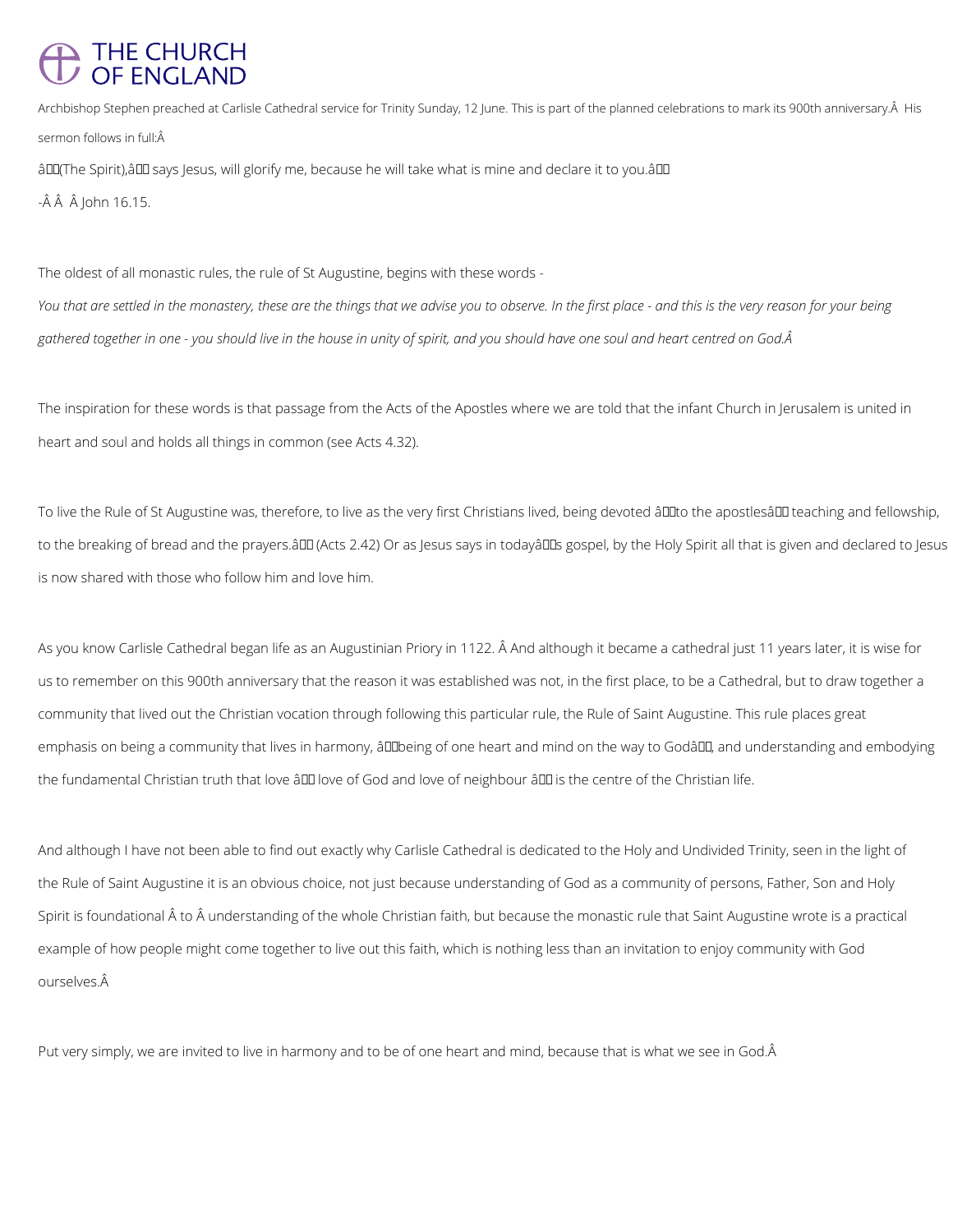# THE CHURCH OF ENGLAND

Archbishop Stephen preached at Carlisle Cathedral service for Trinity Sunday, 12 June. This is part of the planned celebrations to mark its 900th anniversary.Â  His sermon follows in full:Â

â(The Spirit),â says Jesus, will glorify me, because he will take what is mine and declare it to you.â

-Â Â  Â John 16.15.

The oldest of all monastic rules, the rule of St Augustine, begins with these words -

*You that are settled in the monastery, these are the things that we advise you to observe. In the first place - and this is the very reason for your being gathered together in one - you should live in the house in unity of spirit, and you should have one soul and heart centred on God.Â*

The inspiration for these words is that passage from the Acts of the Apostles where we are told that the infant Church in Jerusalem is united in heart and soul and holds all things in common (see Acts 4.32).

To live the Rule of St Augustine was, therefore, to live as the very first Christians lived, being devoted âto the apostlesâ teaching and fellowship, to the breaking of bread and the prayers.â (Acts 2.42) Or as Jesus says in todayâs gospel, by the Holy Spirit all that is given and declared to Jesus is now shared with those who follow him and love him.

As you know Carlisle Cathedral began life as an Augustinian Priory in 1122. Â And although it became a cathedral just 11 years later, it is wise for us to remember on this 900th anniversary that the reason it was established was not, in the first place, to be a Cathedral, but to draw together a community that lived out the Christian vocation through following this particular rule, the Rule of Saint Augustine. This rule places great emphasis on being a community that lives in harmony, âbeing of one heart and mind on the way to Godâ, and understanding and embodying the fundamental Christian truth that love â love of God and love of neighbour â is the centre of the Christian life.

And although I have not been able to find out exactly why Carlisle Cathedral is dedicated to the Holy and Undivided Trinity, seen in the light of the Rule of Saint Augustine it is an obvious choice, not just because understanding of God as a community of persons, Father, Son and Holy Spirit is foundational Â to Â understanding of the whole Christian faith, but because the monastic rule that Saint Augustine wrote is a practical example of how people might come together to live out this faith, which is nothing less than an invitation to enjoy community with God ourselves.Â

Put very simply, we are invited to live in harmony and to be of one heart and mind, because that is what we see in God.Â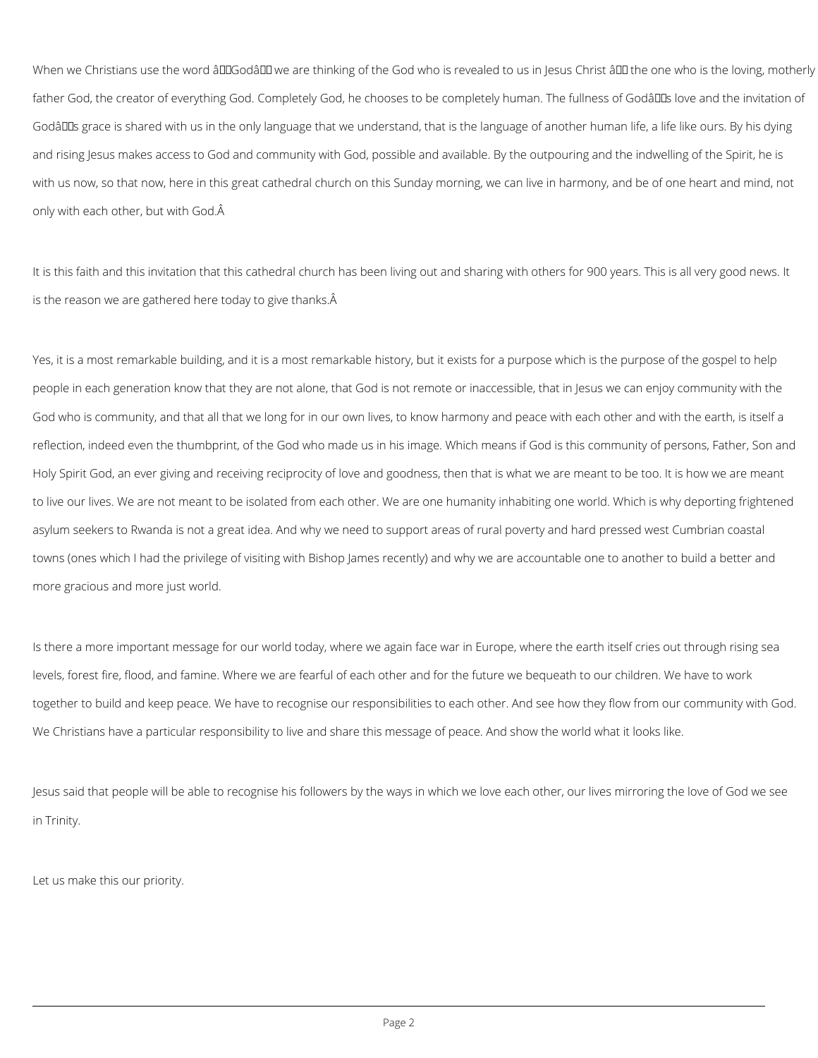When we Christians use the word "God" we are thinking of the God who is revealed to us in Jesus Christ – the one who is the loving, motherly father God, the creator of everything God. Completely God, he chooses to be completely human. The fullness of God's love and the invitation of God's grace is shared with us in the only language that we understand, that is the language of another human life, a life like ours. By his dying and rising Jesus makes access to God and community with God, possible and available. By the outpouring and the indwelling of the Spirit, he is with us now, so that now, here in this great cathedral church on this Sunday morning, we can live in harmony, and be of one heart and mind, not only with each other, but with God.

It is this faith and this invitation that this cathedral church has been living out and sharing with others for 900 years. This is all very good news. It is the reason we are gathered here today to give thanks.

Yes, it is a most remarkable building, and it is a most remarkable history, but it exists for a purpose which is the purpose of the gospel to help people in each generation know that they are not alone, that God is not remote or inaccessible, that in Jesus we can enjoy community with the God who is community, and that all that we long for in our own lives, to know harmony and peace with each other and with the earth, is itself a reflection, indeed even the thumbprint, of the God who made us in his image. Which means if God is this community of persons, Father, Son and Holy Spirit God, an ever giving and receiving reciprocity of love and goodness, then that is what we are meant to be too. It is how we are meant to live our lives. We are not meant to be isolated from each other. We are one humanity inhabiting one world. Which is why deporting frightened asylum seekers to Rwanda is not a great idea. And why we need to support areas of rural poverty and hard pressed west Cumbrian coastal towns (ones which I had the privilege of visiting with Bishop James recently) and why we are accountable one to another to build a better and more gracious and more just world.

Is there a more important message for our world today, where we again face war in Europe, where the earth itself cries out through rising sea levels, forest fire, flood, and famine. Where we are fearful of each other and for the future we bequeath to our children. We have to work together to build and keep peace. We have to recognise our responsibilities to each other. And see how they flow from our community with God. We Christians have a particular responsibility to live and share this message of peace. And show the world what it looks like.

Jesus said that people will be able to recognise his followers by the ways in which we love each other, our lives mirroring the love of God we see in Trinity.

Let us make this our priority.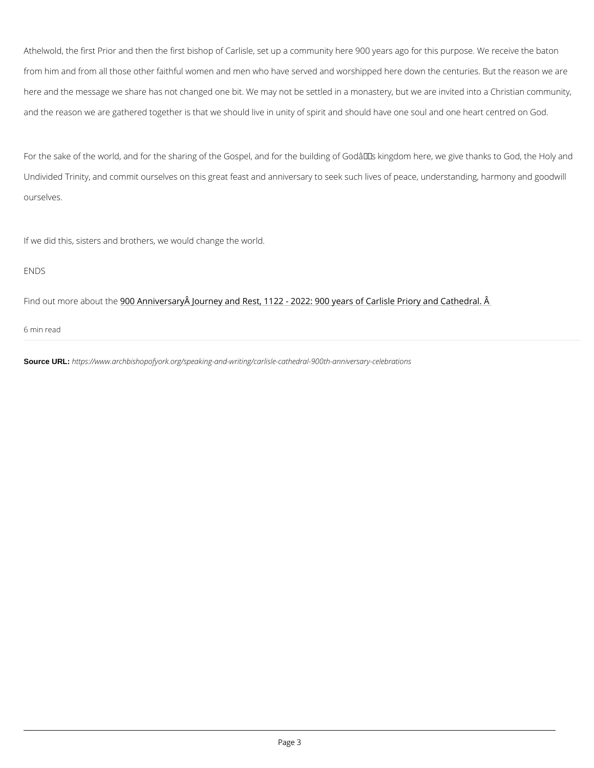Athelwold, the first Prior and then the first bishop of Carlisle, set up a community here 900 years ago for this purpose. We receive the baton from him and from all those other faithful women and men who have served and worshipped here down the centuries. But the reason we are here and the message we share has not changed one bit. We may not be settled in a monastery, but we are invited into a Christian community, and the reason we are gathered together is that we should live in unity of spirit and should have one soul and one heart centred on God.

For the sake of the world, and for the sharing of the Gospel, and for the building of Godâs kingdom here, we give thanks to God, the Holy and Undivided Trinity, and commit ourselves on this great feast and anniversary to seek such lives of peace, understanding, harmony and goodwill ourselves.

If we did this, sisters and brothers, we would change the world.

ENDS

Find out more about the 900 AnniversaryÂ Journey and Rest, 1122 - 2022: 900 years of Carlisle Priory and Cathedral. Â

6 min read

**Source URL:** *https://www.archbishopofyork.org/speaking-and-writing/carlisle-cathedral-900th-anniversary-celebrations*